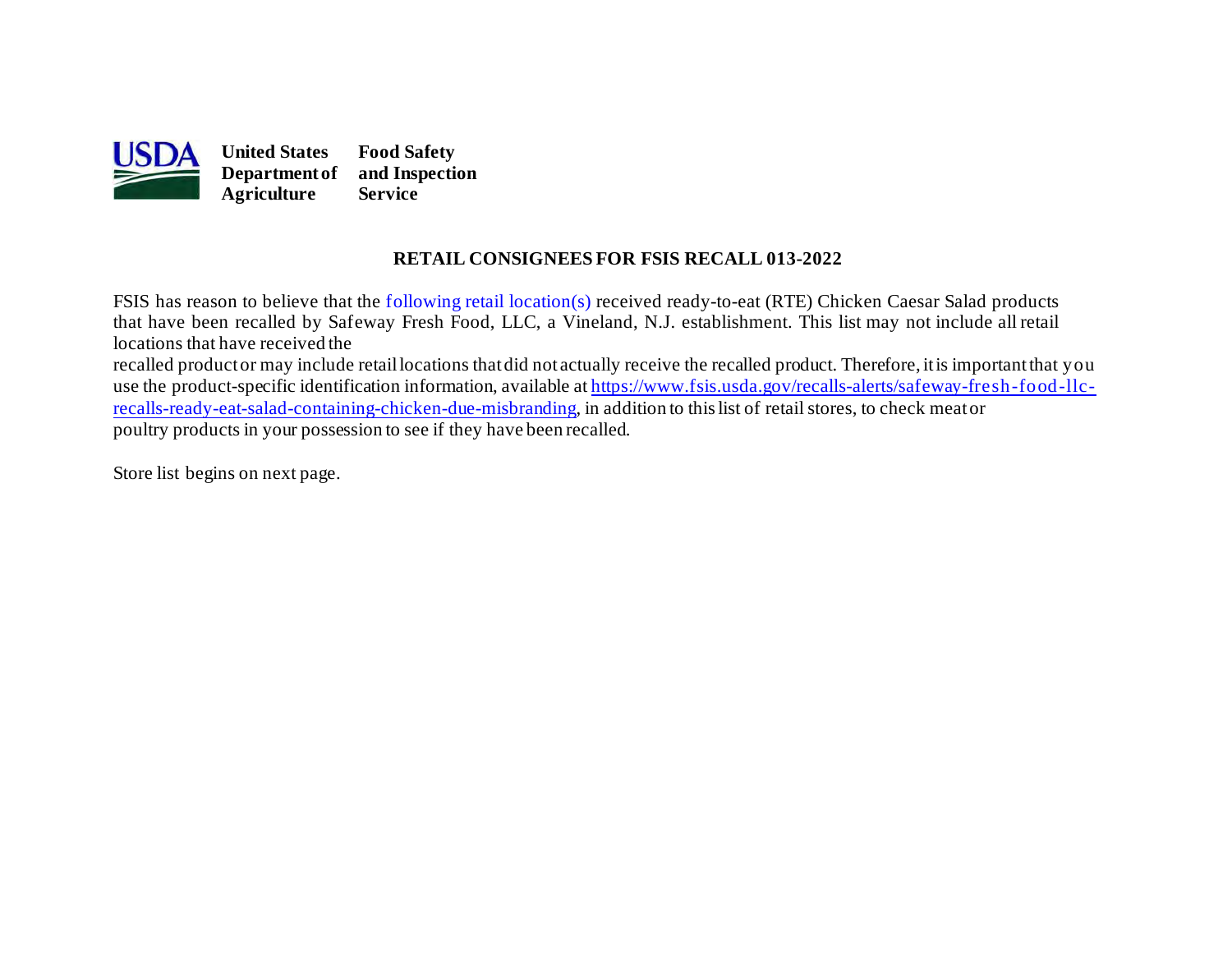**United States Department of Agriculture** **Food Safety and Inspection Service**

# RETAIL CONSIGNEES FOR FSIS RECALL 013-2022

FSIS has reason to believe that the following retail location(s) received ready-to-eat (RTE) Chicken Caesar Salad products that have been recalled by Safeway Fresh Food, LLC, a Vineland, N.J. establishment. This list may not include all retail locations that have received the recalled product or may include retail locations that did not actually receive the recalled product. Therefore, it is important that you use the product-specific identification information, available at [https://www.fsis.usda.gov/recalls-alerts/safeway-fresh-food-llc-recalls-ready-eat-salad-containing-chicken-due-misbranding](https://www.fsis.usda.gov/recalls-alerts/safeway-fresh-food-llc-recalls-ready-eat-salad-containing-chicken-due-misbranding), in addition to this list of retail stores, to check meat or poultry products in your possession to see if they have been recalled.

Store list begins on next page.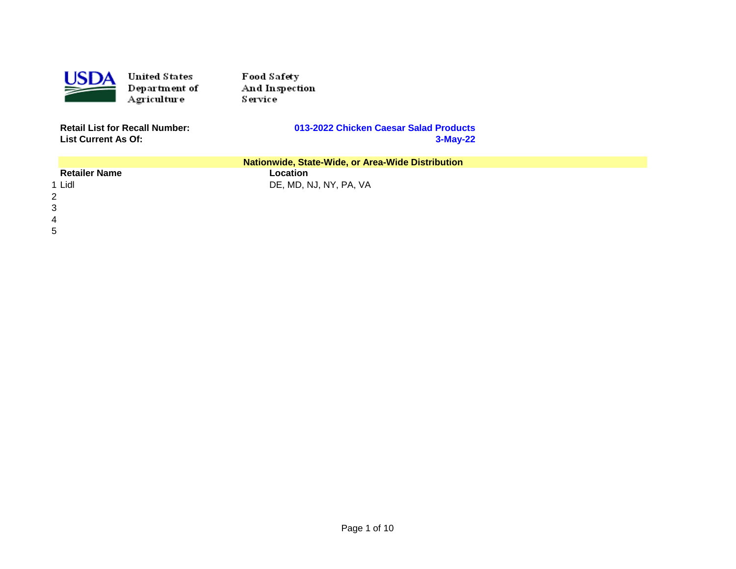United States Department of Agriculture — Food Safety And Inspection Service

**Retail List for Recall Number:** **013-2022 Chicken Caesar Salad Products**
**List Current As Of:** **3-May-22**

| | Nationwide, State-Wide, or Area-Wide Distribution | |
|---|---|---|
| | **Retailer Name** | **Location** |
| 1 | Lidl | DE, MD, NJ, NY, PA, VA |
| 2 | | |
| 3 | | |
| 4 | | |
| 5 | | |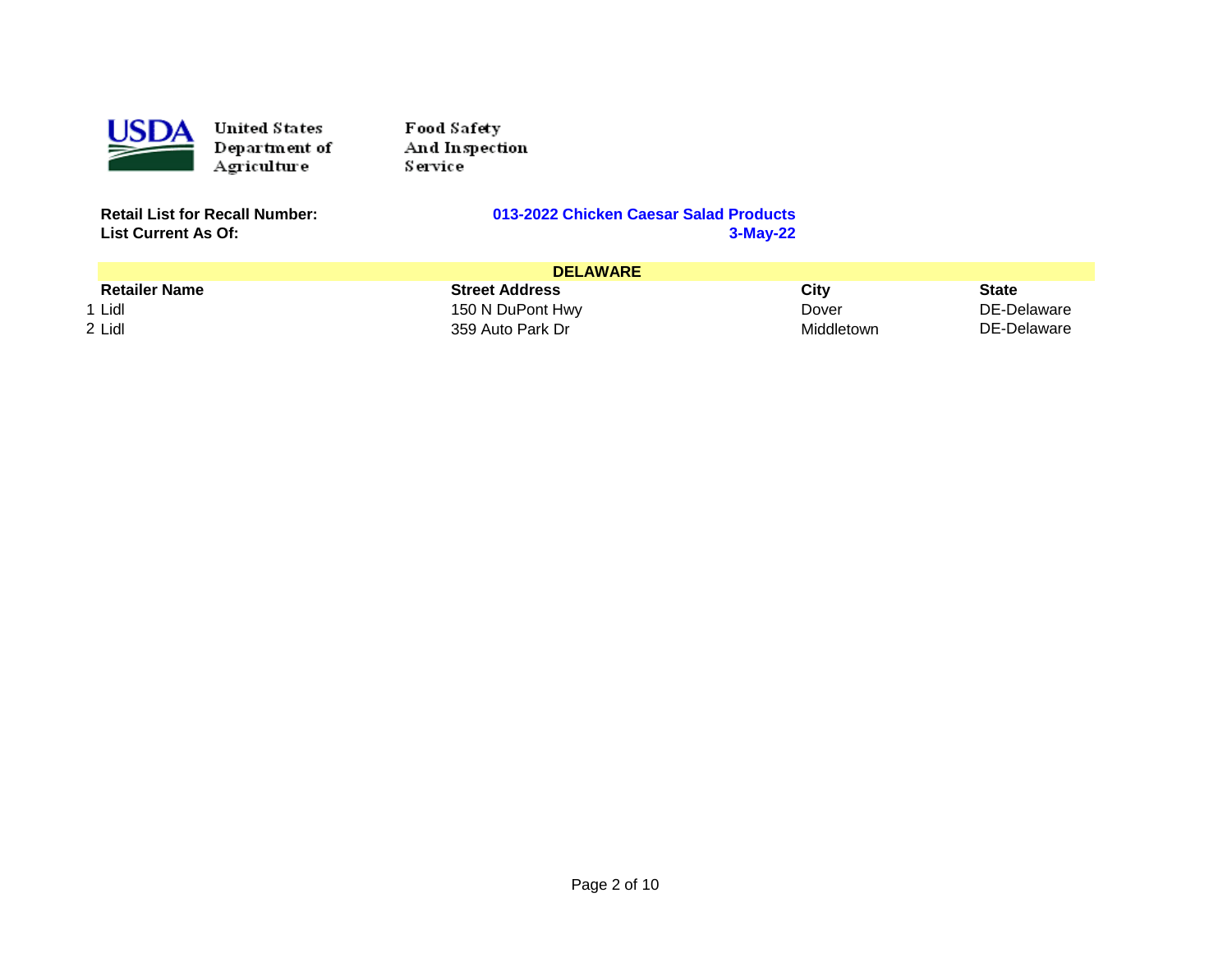United States Department of Agriculture

Food Safety And Inspection Service

**Retail List for Recall Number:** **013-2022 Chicken Caesar Salad Products**

**List Current As Of:** **3-May-22**

| | **DELAWARE** | | | |
|---|---|---|---|---|
| | **Retailer Name** | **Street Address** | **City** | **State** |
| 1 | Lidl | 150 N DuPont Hwy | Dover | DE-Delaware |
| 2 | Lidl | 359 Auto Park Dr | Middletown | DE-Delaware |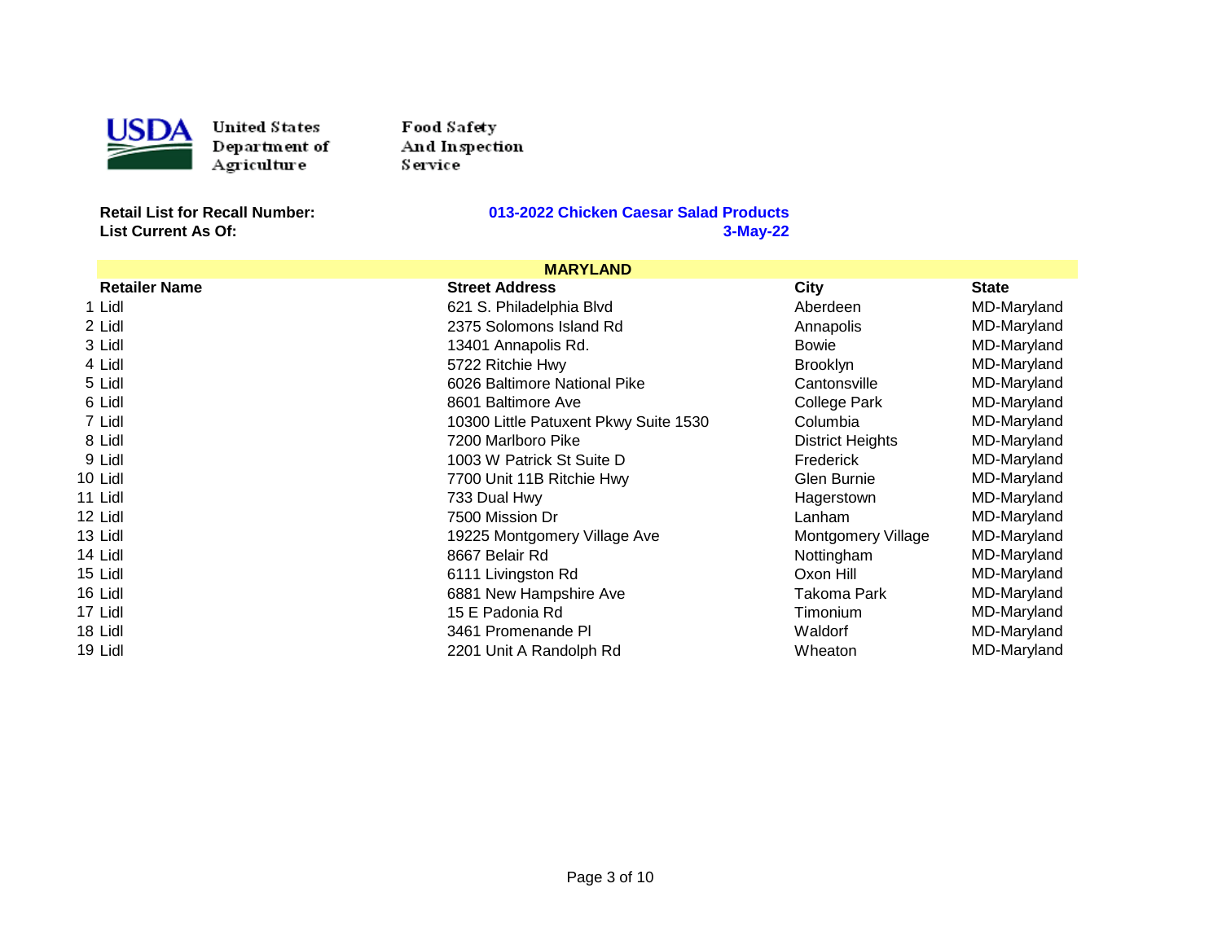United States Department of Agriculture — Food Safety And Inspection Service

**Retail List for Recall Number:** **013-2022 Chicken Caesar Salad Products**
**List Current As Of:** **3-May-22**

**MARYLAND**

| | Retailer Name | Street Address | City | State |
|---|---|---|---|---|
| 1 | Lidl | 621 S. Philadelphia Blvd | Aberdeen | MD-Maryland |
| 2 | Lidl | 2375 Solomons Island Rd | Annapolis | MD-Maryland |
| 3 | Lidl | 13401 Annapolis Rd. | Bowie | MD-Maryland |
| 4 | Lidl | 5722 Ritchie Hwy | Brooklyn | MD-Maryland |
| 5 | Lidl | 6026 Baltimore National Pike | Cantonsville | MD-Maryland |
| 6 | Lidl | 8601 Baltimore Ave | College Park | MD-Maryland |
| 7 | Lidl | 10300 Little Patuxent Pkwy Suite 1530 | Columbia | MD-Maryland |
| 8 | Lidl | 7200 Marlboro Pike | District Heights | MD-Maryland |
| 9 | Lidl | 1003 W Patrick St Suite D | Frederick | MD-Maryland |
| 10 | Lidl | 7700 Unit 11B Ritchie Hwy | Glen Burnie | MD-Maryland |
| 11 | Lidl | 733 Dual Hwy | Hagerstown | MD-Maryland |
| 12 | Lidl | 7500 Mission Dr | Lanham | MD-Maryland |
| 13 | Lidl | 19225 Montgomery Village Ave | Montgomery Village | MD-Maryland |
| 14 | Lidl | 8667 Belair Rd | Nottingham | MD-Maryland |
| 15 | Lidl | 6111 Livingston Rd | Oxon Hill | MD-Maryland |
| 16 | Lidl | 6881 New Hampshire Ave | Takoma Park | MD-Maryland |
| 17 | Lidl | 15 E Padonia Rd | Timonium | MD-Maryland |
| 18 | Lidl | 3461 Promenande Pl | Waldorf | MD-Maryland |
| 19 | Lidl | 2201 Unit A Randolph Rd | Wheaton | MD-Maryland |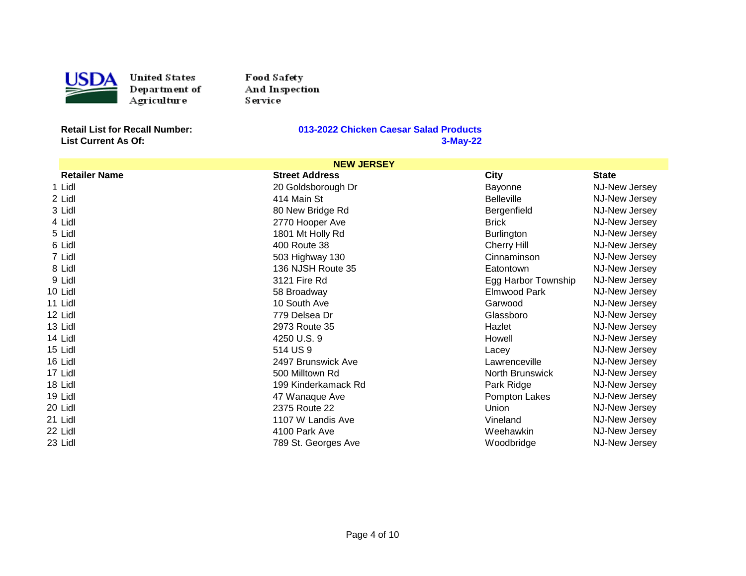United States Department of Agriculture

Food Safety And Inspection Service

**Retail List for Recall Number:** **013-2022 Chicken Caesar Salad Products**

**List Current As Of:** **3-May-22**

| | Retailer Name | Street Address | City | State |
|---|---|---|---|---|
| | **NEW JERSEY** | | | |
| 1 | Lidl | 20 Goldsborough Dr | Bayonne | NJ-New Jersey |
| 2 | Lidl | 414 Main St | Belleville | NJ-New Jersey |
| 3 | Lidl | 80 New Bridge Rd | Bergenfield | NJ-New Jersey |
| 4 | Lidl | 2770 Hooper Ave | Brick | NJ-New Jersey |
| 5 | Lidl | 1801 Mt Holly Rd | Burlington | NJ-New Jersey |
| 6 | Lidl | 400 Route 38 | Cherry Hill | NJ-New Jersey |
| 7 | Lidl | 503 Highway 130 | Cinnaminson | NJ-New Jersey |
| 8 | Lidl | 136 NJSH Route 35 | Eatontown | NJ-New Jersey |
| 9 | Lidl | 3121 Fire Rd | Egg Harbor Township | NJ-New Jersey |
| 10 | Lidl | 58 Broadway | Elmwood Park | NJ-New Jersey |
| 11 | Lidl | 10 South Ave | Garwood | NJ-New Jersey |
| 12 | Lidl | 779 Delsea Dr | Glassboro | NJ-New Jersey |
| 13 | Lidl | 2973 Route 35 | Hazlet | NJ-New Jersey |
| 14 | Lidl | 4250 U.S. 9 | Howell | NJ-New Jersey |
| 15 | Lidl | 514 US 9 | Lacey | NJ-New Jersey |
| 16 | Lidl | 2497 Brunswick Ave | Lawrenceville | NJ-New Jersey |
| 17 | Lidl | 500 Milltown Rd | North Brunswick | NJ-New Jersey |
| 18 | Lidl | 199 Kinderkamack Rd | Park Ridge | NJ-New Jersey |
| 19 | Lidl | 47 Wanaque Ave | Pompton Lakes | NJ-New Jersey |
| 20 | Lidl | 2375 Route 22 | Union | NJ-New Jersey |
| 21 | Lidl | 1107 W Landis Ave | Vineland | NJ-New Jersey |
| 22 | Lidl | 4100 Park Ave | Weehawkin | NJ-New Jersey |
| 23 | Lidl | 789 St. Georges Ave | Woodbridge | NJ-New Jersey |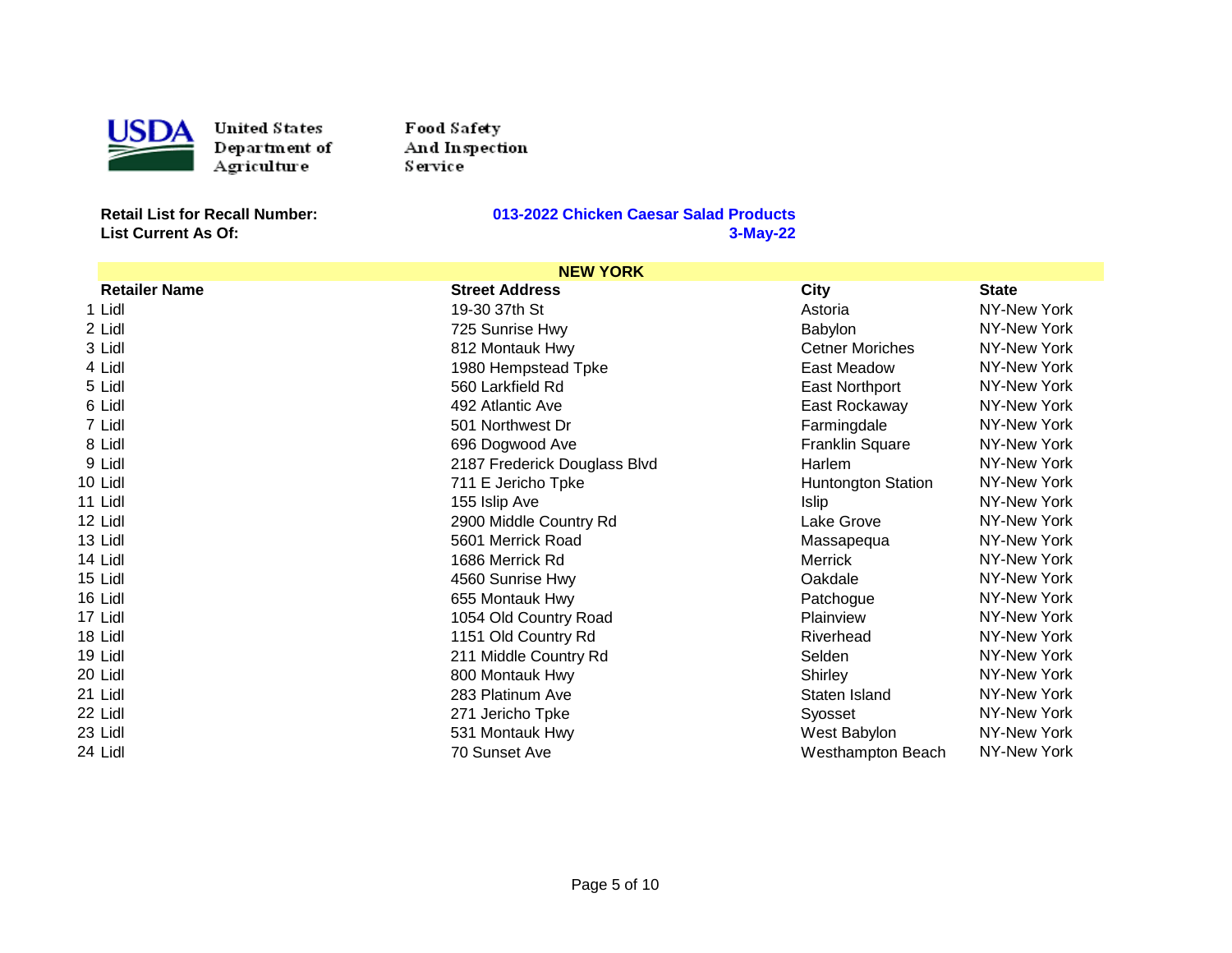United States Department of Agriculture — Food Safety And Inspection Service

**Retail List for Recall Number:** **013-2022 Chicken Caesar Salad Products**
**List Current As Of:** **3-May-22**

**NEW YORK**

| | Retailer Name | Street Address | City | State |
|---|---|---|---|---|
| 1 | Lidl | 19-30 37th St | Astoria | NY-New York |
| 2 | Lidl | 725 Sunrise Hwy | Babylon | NY-New York |
| 3 | Lidl | 812 Montauk Hwy | Cetner Moriches | NY-New York |
| 4 | Lidl | 1980 Hempstead Tpke | East Meadow | NY-New York |
| 5 | Lidl | 560 Larkfield Rd | East Northport | NY-New York |
| 6 | Lidl | 492 Atlantic Ave | East Rockaway | NY-New York |
| 7 | Lidl | 501 Northwest Dr | Farmingdale | NY-New York |
| 8 | Lidl | 696 Dogwood Ave | Franklin Square | NY-New York |
| 9 | Lidl | 2187 Frederick Douglass Blvd | Harlem | NY-New York |
| 10 | Lidl | 711 E Jericho Tpke | Huntongton Station | NY-New York |
| 11 | Lidl | 155 Islip Ave | Islip | NY-New York |
| 12 | Lidl | 2900 Middle Country Rd | Lake Grove | NY-New York |
| 13 | Lidl | 5601 Merrick Road | Massapequa | NY-New York |
| 14 | Lidl | 1686 Merrick Rd | Merrick | NY-New York |
| 15 | Lidl | 4560 Sunrise Hwy | Oakdale | NY-New York |
| 16 | Lidl | 655 Montauk Hwy | Patchogue | NY-New York |
| 17 | Lidl | 1054 Old Country Road | Plainview | NY-New York |
| 18 | Lidl | 1151 Old Country Rd | Riverhead | NY-New York |
| 19 | Lidl | 211 Middle Country Rd | Selden | NY-New York |
| 20 | Lidl | 800 Montauk Hwy | Shirley | NY-New York |
| 21 | Lidl | 283 Platinum Ave | Staten Island | NY-New York |
| 22 | Lidl | 271 Jericho Tpke | Syosset | NY-New York |
| 23 | Lidl | 531 Montauk Hwy | West Babylon | NY-New York |
| 24 | Lidl | 70 Sunset Ave | Westhampton Beach | NY-New York |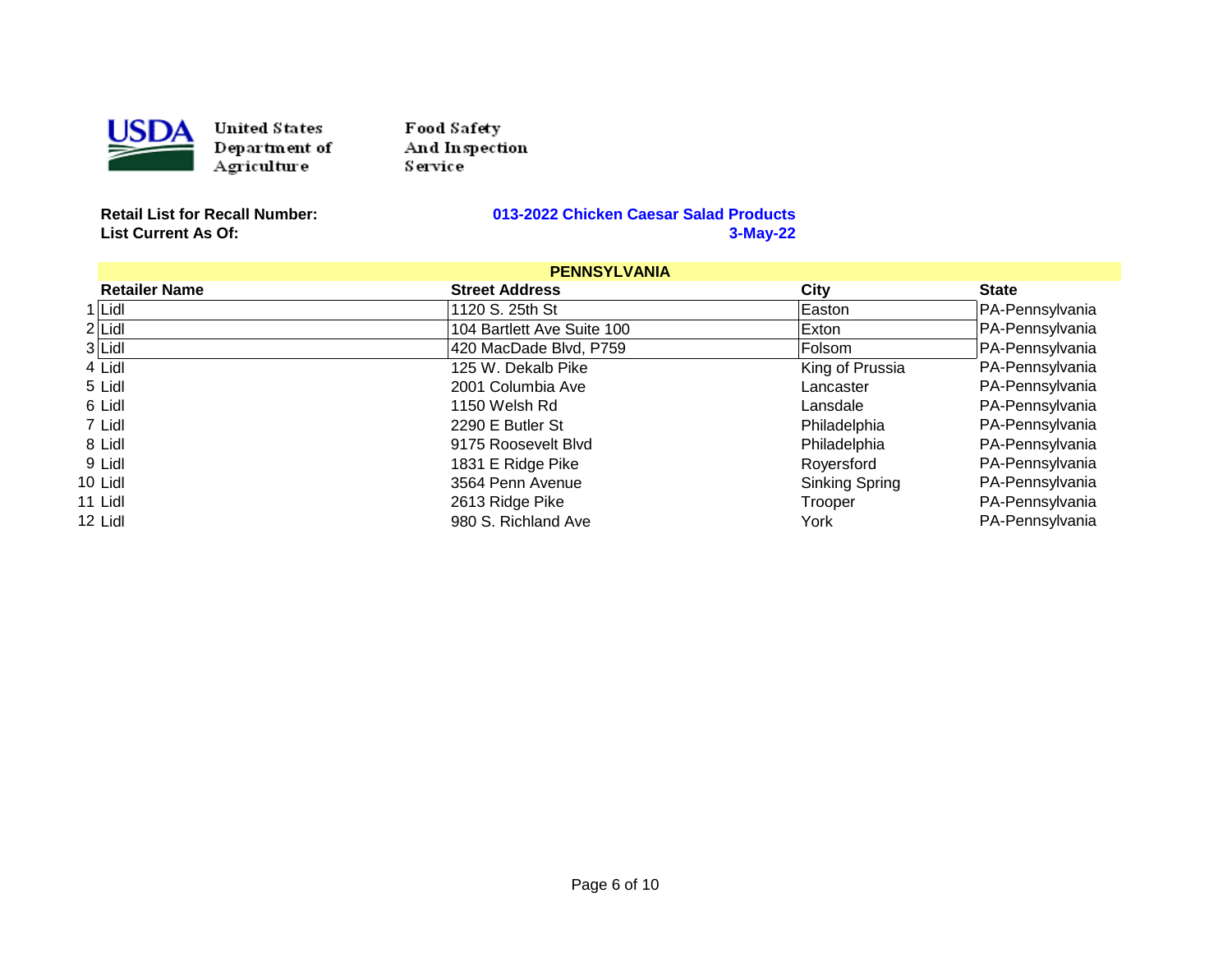United States Department of Agriculture — Food Safety And Inspection Service

**Retail List for Recall Number:** **013-2022 Chicken Caesar Salad Products**
**List Current As Of:** **3-May-22**

| | PENNSYLVANIA | | | |
|---|---|---|---|---|
| | **Retailer Name** | **Street Address** | **City** | **State** |
| 1 | Lidl | 1120 S. 25th St | Easton | PA-Pennsylvania |
| 2 | Lidl | 104 Bartlett Ave Suite 100 | Exton | PA-Pennsylvania |
| 3 | Lidl | 420 MacDade Blvd, P759 | Folsom | PA-Pennsylvania |
| 4 | Lidl | 125 W. Dekalb Pike | King of Prussia | PA-Pennsylvania |
| 5 | Lidl | 2001 Columbia Ave | Lancaster | PA-Pennsylvania |
| 6 | Lidl | 1150 Welsh Rd | Lansdale | PA-Pennsylvania |
| 7 | Lidl | 2290 E Butler St | Philadelphia | PA-Pennsylvania |
| 8 | Lidl | 9175 Roosevelt Blvd | Philadelphia | PA-Pennsylvania |
| 9 | Lidl | 1831 E Ridge Pike | Royersford | PA-Pennsylvania |
| 10 | Lidl | 3564 Penn Avenue | Sinking Spring | PA-Pennsylvania |
| 11 | Lidl | 2613 Ridge Pike | Trooper | PA-Pennsylvania |
| 12 | Lidl | 980 S. Richland Ave | York | PA-Pennsylvania |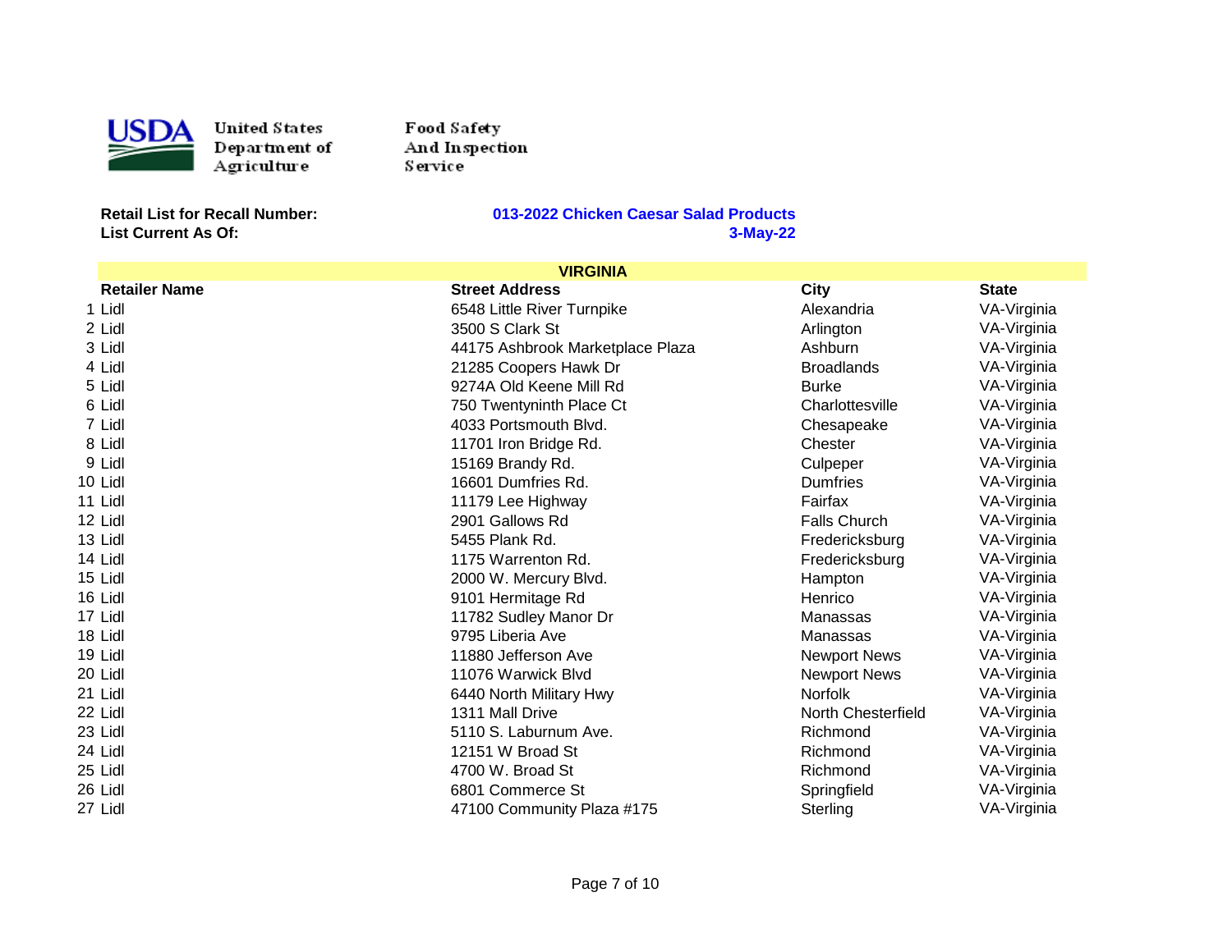United States Department of Agriculture

Food Safety And Inspection Service

**Retail List for Recall Number:** **013-2022 Chicken Caesar Salad Products**

**List Current As Of:** **3-May-22**

## VIRGINIA

| | Retailer Name | Street Address | City | State |
|---|---|---|---|---|
| 1 | Lidl | 6548 Little River Turnpike | Alexandria | VA-Virginia |
| 2 | Lidl | 3500 S Clark St | Arlington | VA-Virginia |
| 3 | Lidl | 44175 Ashbrook Marketplace Plaza | Ashburn | VA-Virginia |
| 4 | Lidl | 21285 Coopers Hawk Dr | Broadlands | VA-Virginia |
| 5 | Lidl | 9274A Old Keene Mill Rd | Burke | VA-Virginia |
| 6 | Lidl | 750 Twentyninth Place Ct | Charlottesville | VA-Virginia |
| 7 | Lidl | 4033 Portsmouth Blvd. | Chesapeake | VA-Virginia |
| 8 | Lidl | 11701 Iron Bridge Rd. | Chester | VA-Virginia |
| 9 | Lidl | 15169 Brandy Rd. | Culpeper | VA-Virginia |
| 10 | Lidl | 16601 Dumfries Rd. | Dumfries | VA-Virginia |
| 11 | Lidl | 11179 Lee Highway | Fairfax | VA-Virginia |
| 12 | Lidl | 2901 Gallows Rd | Falls Church | VA-Virginia |
| 13 | Lidl | 5455 Plank Rd. | Fredericksburg | VA-Virginia |
| 14 | Lidl | 1175 Warrenton Rd. | Fredericksburg | VA-Virginia |
| 15 | Lidl | 2000 W. Mercury Blvd. | Hampton | VA-Virginia |
| 16 | Lidl | 9101 Hermitage Rd | Henrico | VA-Virginia |
| 17 | Lidl | 11782 Sudley Manor Dr | Manassas | VA-Virginia |
| 18 | Lidl | 9795 Liberia Ave | Manassas | VA-Virginia |
| 19 | Lidl | 11880 Jefferson Ave | Newport News | VA-Virginia |
| 20 | Lidl | 11076 Warwick Blvd | Newport News | VA-Virginia |
| 21 | Lidl | 6440 North Military Hwy | Norfolk | VA-Virginia |
| 22 | Lidl | 1311 Mall Drive | North Chesterfield | VA-Virginia |
| 23 | Lidl | 5110 S. Laburnum Ave. | Richmond | VA-Virginia |
| 24 | Lidl | 12151 W Broad St | Richmond | VA-Virginia |
| 25 | Lidl | 4700 W. Broad St | Richmond | VA-Virginia |
| 26 | Lidl | 6801 Commerce St | Springfield | VA-Virginia |
| 27 | Lidl | 47100 Community Plaza #175 | Sterling | VA-Virginia |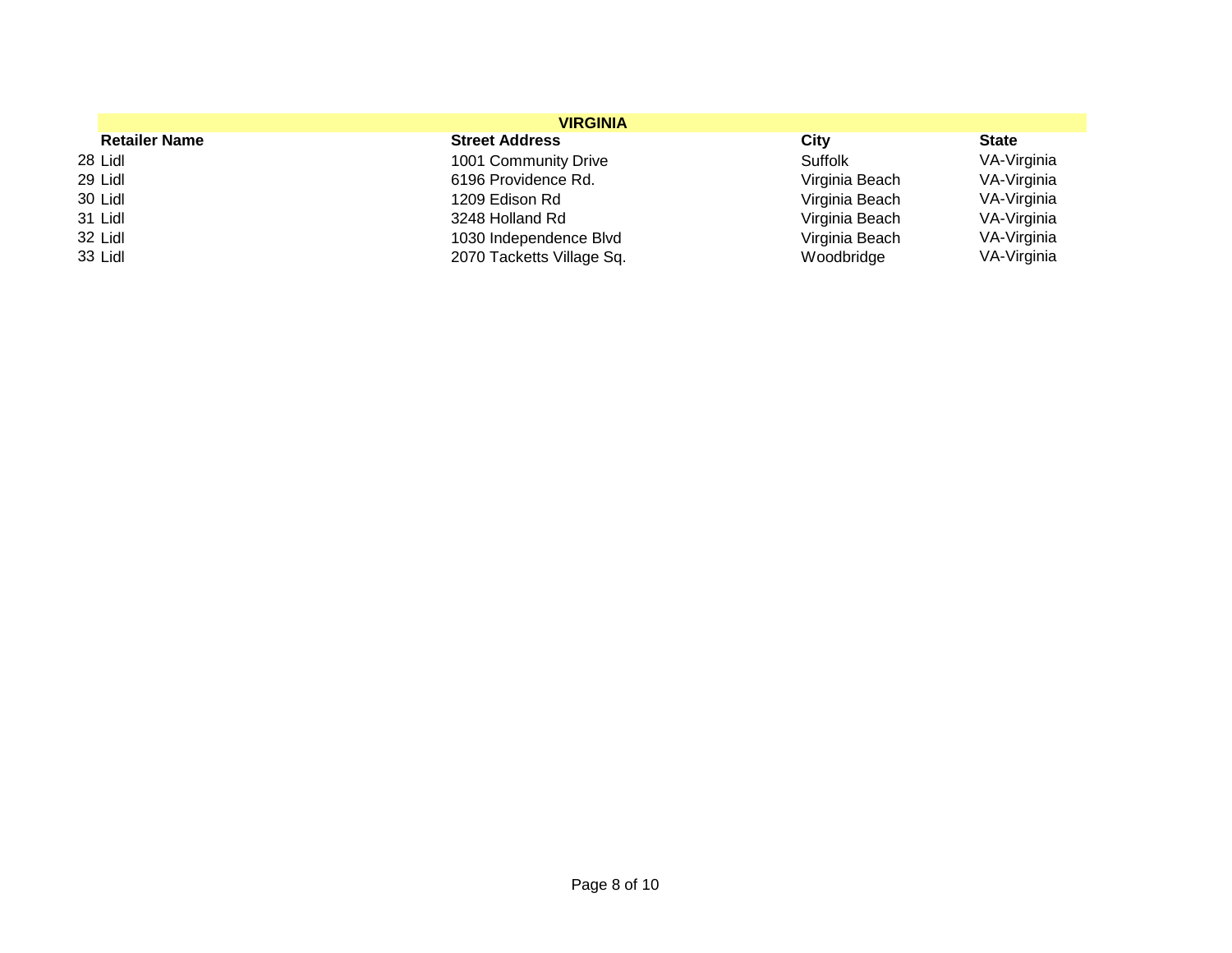| | VIRGINIA | | | |
|---|---|---|---|---|
| | **Retailer Name** | **Street Address** | **City** | **State** |
| 28 | Lidl | 1001 Community Drive | Suffolk | VA-Virginia |
| 29 | Lidl | 6196 Providence Rd. | Virginia Beach | VA-Virginia |
| 30 | Lidl | 1209 Edison Rd | Virginia Beach | VA-Virginia |
| 31 | Lidl | 3248 Holland Rd | Virginia Beach | VA-Virginia |
| 32 | Lidl | 1030 Independence Blvd | Virginia Beach | VA-Virginia |
| 33 | Lidl | 2070 Tacketts Village Sq. | Woodbridge | VA-Virginia |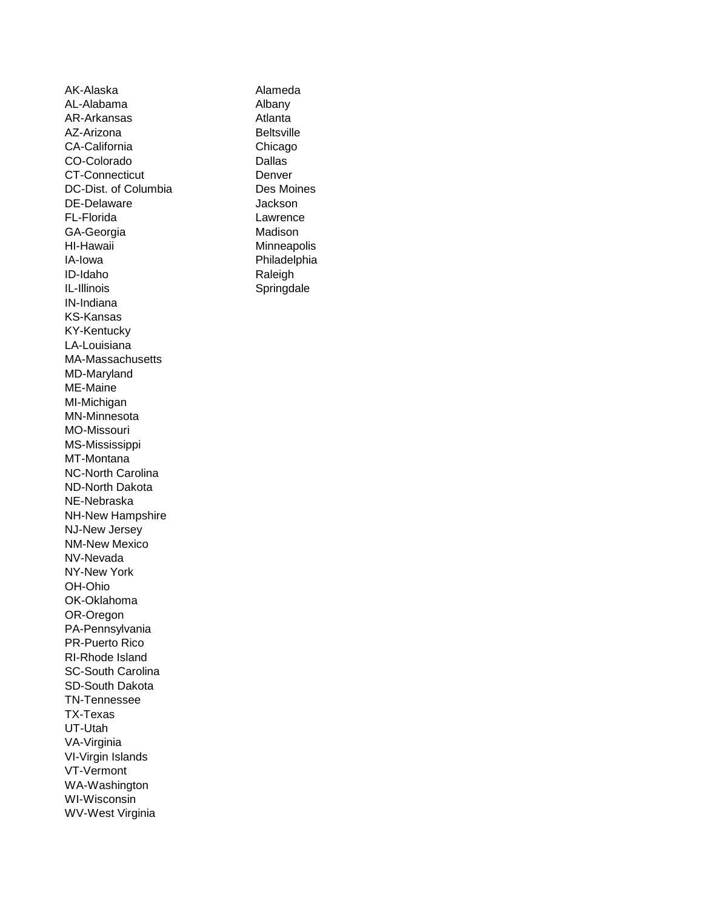AK-Alaska
AL-Alabama
AR-Arkansas
AZ-Arizona
CA-California
CO-Colorado
CT-Connecticut
DC-Dist. of Columbia
DE-Delaware
FL-Florida
GA-Georgia
HI-Hawaii
IA-Iowa
ID-Idaho
IL-Illinois
IN-Indiana
KS-Kansas
KY-Kentucky
LA-Louisiana
MA-Massachusetts
MD-Maryland
ME-Maine
MI-Michigan
MN-Minnesota
MO-Missouri
MS-Mississippi
MT-Montana
NC-North Carolina
ND-North Dakota
NE-Nebraska
NH-New Hampshire
NJ-New Jersey
NM-New Mexico
NV-Nevada
NY-New York
OH-Ohio
OK-Oklahoma
OR-Oregon
PA-Pennsylvania
PR-Puerto Rico
RI-Rhode Island
SC-South Carolina
SD-South Dakota
TN-Tennessee
TX-Texas
UT-Utah
VA-Virginia
VI-Virgin Islands
VT-Vermont
WA-Washington
WI-Wisconsin
WV-West Virginia

Alameda
Albany
Atlanta
Beltsville
Chicago
Dallas
Denver
Des Moines
Jackson
Lawrence
Madison
Minneapolis
Philadelphia
Raleigh
Springdale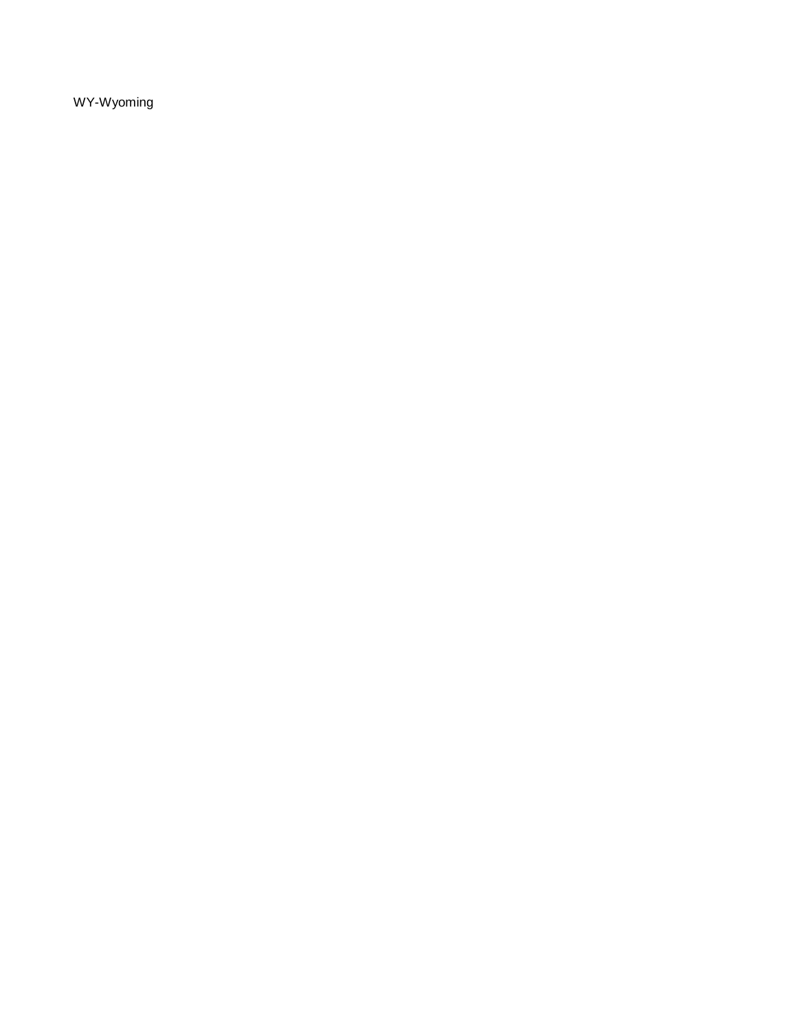WY-Wyoming